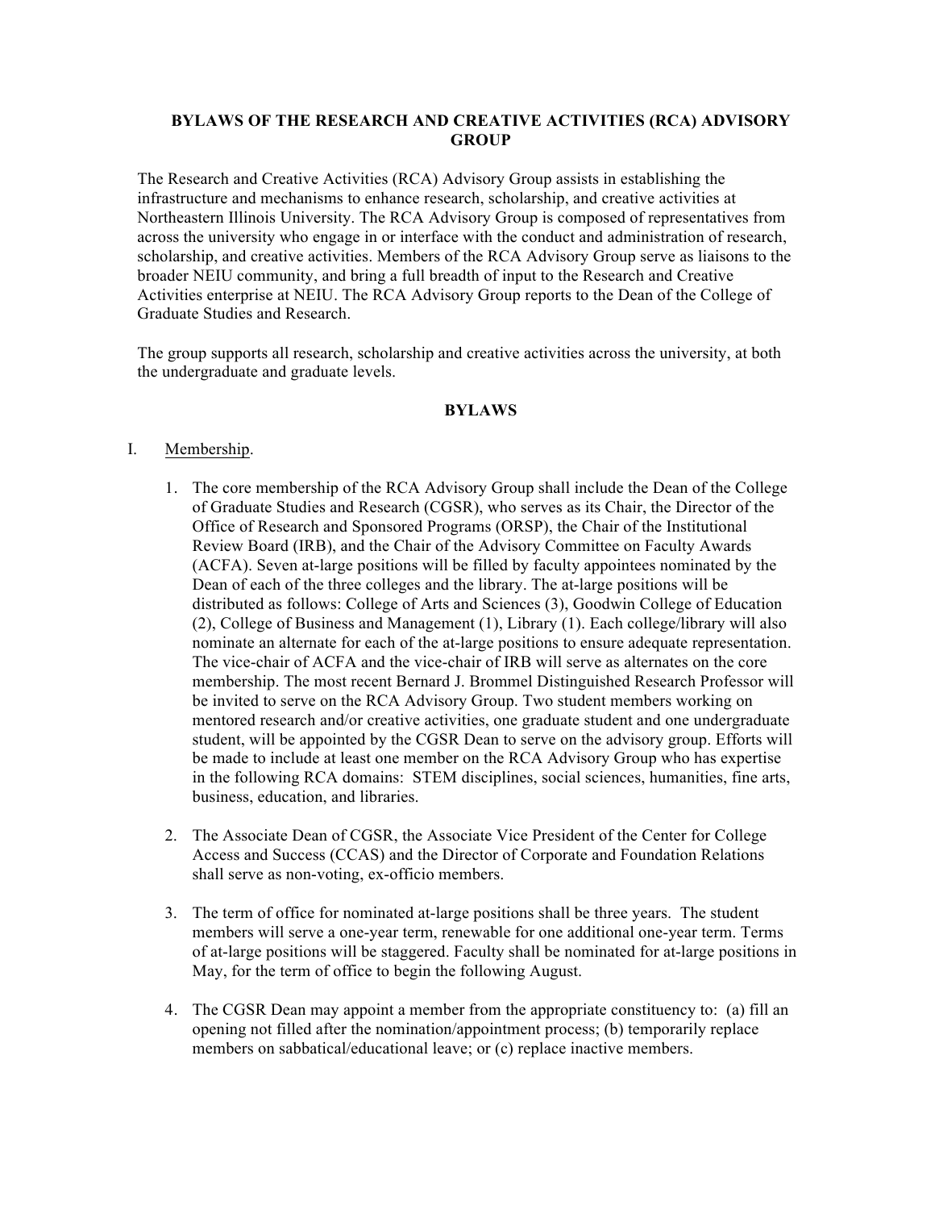# BYLAWS OF THE RESEARCH AND CREATIVE ACTIVITIES (RCA) ADVISORY GROUP

The Research and Creative Activities (RCA) Advisory Group assists in establishing the infrastructure and mechanisms to enhance research, scholarship, and creative activities at Northeastern Illinois University. The RCA Advisory Group is composed of representatives from across the university who engage in or interface with the conduct and administration of research, scholarship, and creative activities. Members of the RCA Advisory Group serve as liaisons to the broader NEIU community, and bring a full breadth of input to the Research and Creative Activities enterprise at NEIU. The RCA Advisory Group reports to the Dean of the College of Graduate Studies and Research.

The group supports all research, scholarship and creative activities across the university, at both the undergraduate and graduate levels.

## BYLAWS

I. Membership.

1. The core membership of the RCA Advisory Group shall include the Dean of the College of Graduate Studies and Research (CGSR), who serves as its Chair, the Director of the Office of Research and Sponsored Programs (ORSP), the Chair of the Institutional Review Board (IRB), and the Chair of the Advisory Committee on Faculty Awards (ACFA). Seven at-large positions will be filled by faculty appointees nominated by the Dean of each of the three colleges and the library. The at-large positions will be distributed as follows: College of Arts and Sciences (3), Goodwin College of Education (2), College of Business and Management (1), Library (1). Each college/library will also nominate an alternate for each of the at-large positions to ensure adequate representation. The vice-chair of ACFA and the vice-chair of IRB will serve as alternates on the core membership. The most recent Bernard J. Brommel Distinguished Research Professor will be invited to serve on the RCA Advisory Group. Two student members working on mentored research and/or creative activities, one graduate student and one undergraduate student, will be appointed by the CGSR Dean to serve on the advisory group. Efforts will be made to include at least one member on the RCA Advisory Group who has expertise in the following RCA domains: STEM disciplines, social sciences, humanities, fine arts, business, education, and libraries.

2. The Associate Dean of CGSR, the Associate Vice President of the Center for College Access and Success (CCAS) and the Director of Corporate and Foundation Relations shall serve as non-voting, ex-officio members.

3. The term of office for nominated at-large positions shall be three years. The student members will serve a one-year term, renewable for one additional one-year term. Terms of at-large positions will be staggered. Faculty shall be nominated for at-large positions in May, for the term of office to begin the following August.

4. The CGSR Dean may appoint a member from the appropriate constituency to: (a) fill an opening not filled after the nomination/appointment process; (b) temporarily replace members on sabbatical/educational leave; or (c) replace inactive members.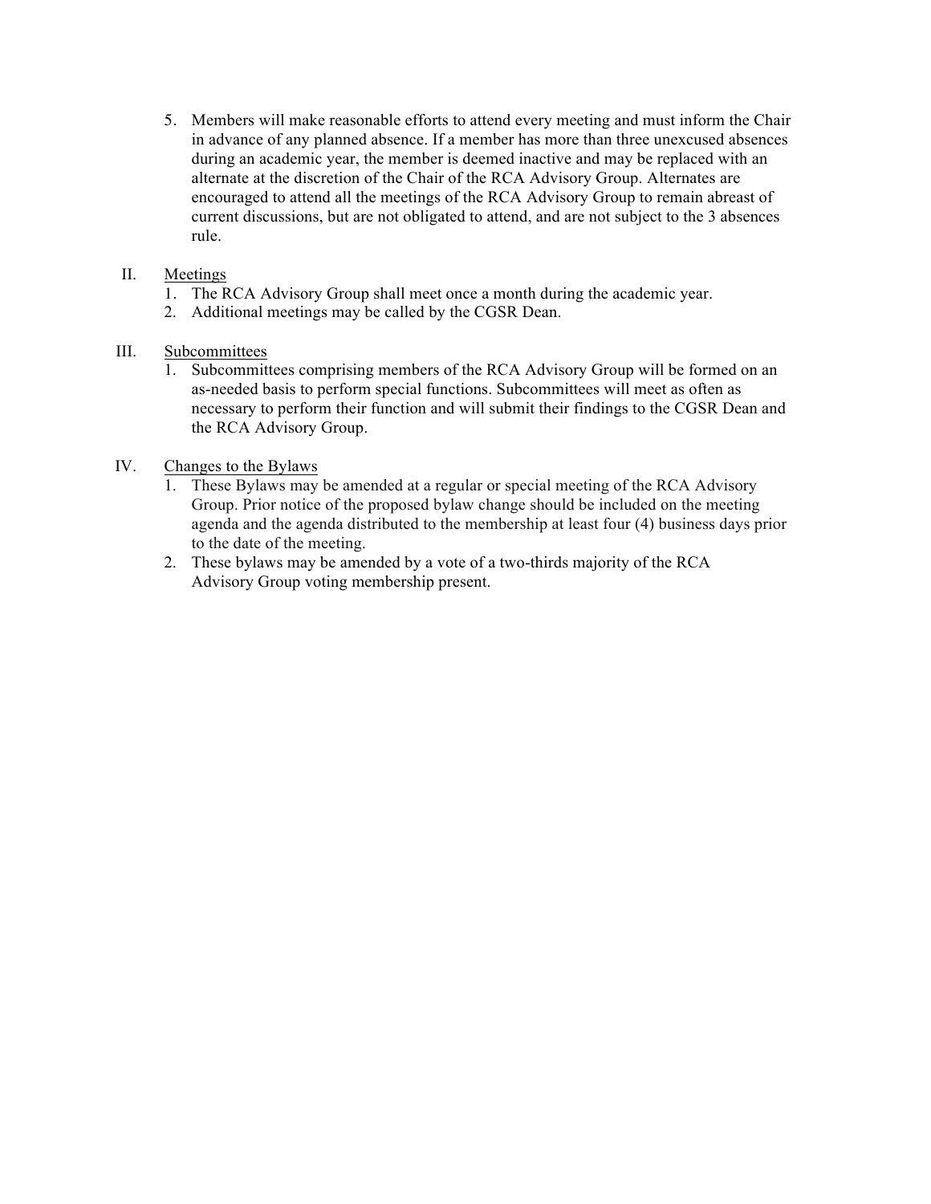5. Members will make reasonable efforts to attend every meeting and must inform the Chair in advance of any planned absence. If a member has more than three unexcused absences during an academic year, the member is deemed inactive and may be replaced with an alternate at the discretion of the Chair of the RCA Advisory Group. Alternates are encouraged to attend all the meetings of the RCA Advisory Group to remain abreast of current discussions, but are not obligated to attend, and are not subject to the 3 absences rule.

II. <u>Meetings</u>

1. The RCA Advisory Group shall meet once a month during the academic year.
2. Additional meetings may be called by the CGSR Dean.

III. <u>Subcommittees</u>

1. Subcommittees comprising members of the RCA Advisory Group will be formed on an as-needed basis to perform special functions. Subcommittees will meet as often as necessary to perform their function and will submit their findings to the CGSR Dean and the RCA Advisory Group.

IV. <u>Changes to the Bylaws</u>

1. These Bylaws may be amended at a regular or special meeting of the RCA Advisory Group. Prior notice of the proposed bylaw change should be included on the meeting agenda and the agenda distributed to the membership at least four (4) business days prior to the date of the meeting.
2. These bylaws may be amended by a vote of a two-thirds majority of the RCA Advisory Group voting membership present.